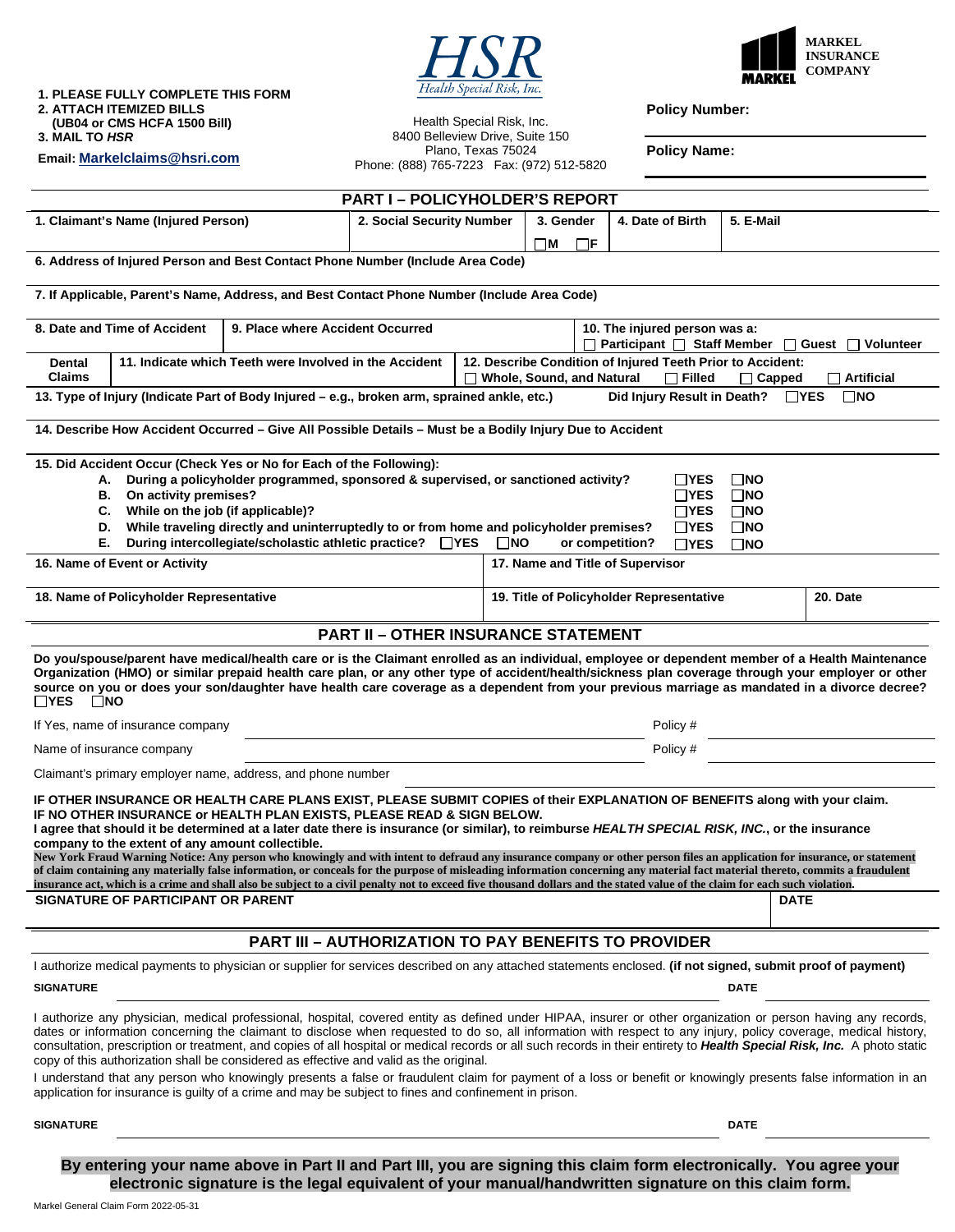1. PLEASE FULLY COMPLETE THIS FORM
2. ATTACH ITEMIZED BILLS (UB04 or CMS HCFA 1500 Bill)
3. MAIL TO *HSR*

Email: Markelclaims@hsri.com

*HSR* Health Special Risk, Inc.

Health Special Risk, Inc.
8400 Belleview Drive, Suite 150
Plano, Texas 75024
Phone: (888) 765-7223 Fax: (972) 512-5820

MARKEL INSURANCE COMPANY

**Policy Number:**

**Policy Name:**

## PART I – POLICYHOLDER'S REPORT

| 1. Claimant's Name (Injured Person) | 2. Social Security Number | 3. Gender ☐M ☐F | 4. Date of Birth | 5. E-Mail |
|---|---|---|---|---|

**6. Address of Injured Person and Best Contact Phone Number (Include Area Code)**

**7. If Applicable, Parent's Name, Address, and Best Contact Phone Number (Include Area Code)**

| 8. Date and Time of Accident | 9. Place where Accident Occurred | 10. The injured person was a: ☐ Participant ☐ Staff Member ☐ Guest ☐ Volunteer |
|---|---|---|

| Dental Claims | 11. Indicate which Teeth were Involved in the Accident | 12. Describe Condition of Injured Teeth Prior to Accident: ☐ Whole, Sound, and Natural ☐ Filled ☐ Capped ☐ Artificial |
|---|---|---|

**13. Type of Injury (Indicate Part of Body Injured – e.g., broken arm, sprained ankle, etc.)** Did Injury Result in Death? ☐YES ☐NO

**14. Describe How Accident Occurred – Give All Possible Details – Must be a Bodily Injury Due to Accident**

**15. Did Accident Occur (Check Yes or No for Each of the Following):**

- A. During a policyholder programmed, sponsored & supervised, or sanctioned activity? ☐YES ☐NO
- B. On activity premises? ☐YES ☐NO
- C. While on the job (if applicable)? ☐YES ☐NO
- D. While traveling directly and uninterruptedly to or from home and policyholder premises? ☐YES ☐NO
- E. During intercollegiate/scholastic athletic practice? ☐YES ☐NO or competition? ☐YES ☐NO

| 16. Name of Event or Activity | 17. Name and Title of Supervisor | |
|---|---|---|
| **18. Name of Policyholder Representative** | **19. Title of Policyholder Representative** | **20. Date** |

## PART II – OTHER INSURANCE STATEMENT

**Do you/spouse/parent have medical/health care or is the Claimant enrolled as an individual, employee or dependent member of a Health Maintenance Organization (HMO) or similar prepaid health care plan, or any other type of accident/health/sickness plan coverage through your employer or other source on you or does your son/daughter have health care coverage as a dependent from your previous marriage as mandated in a divorce decree?** ☐YES ☐NO

If Yes, name of insurance company ______________________ Policy # ______________

Name of insurance company ______________________ Policy # ______________

Claimant's primary employer name, address, and phone number ______________________

**IF OTHER INSURANCE OR HEALTH CARE PLANS EXIST, PLEASE SUBMIT COPIES of their EXPLANATION OF BENEFITS along with your claim.**
**IF NO OTHER INSURANCE or HEALTH PLAN EXISTS, PLEASE READ & SIGN BELOW.**
**I agree that should it be determined at a later date there is insurance (or similar), to reimburse *HEALTH SPECIAL RISK, INC.*, or the insurance company to the extent of any amount collectible.**

**New York Fraud Warning Notice: Any person who knowingly and with intent to defraud any insurance company or other person files an application for insurance, or statement of claim containing any materially false information, or conceals for the purpose of misleading information concerning any material fact material thereto, commits a fraudulent insurance act, which is a crime and shall also be subject to a civil penalty not to exceed five thousand dollars and the stated value of the claim for each such violation.**

**SIGNATURE OF PARTICIPANT OR PARENT** ______________________ **DATE** ______________

## PART III – AUTHORIZATION TO PAY BENEFITS TO PROVIDER

I authorize medical payments to physician or supplier for services described on any attached statements enclosed. **(if not signed, submit proof of payment)**

**SIGNATURE** ______________________ **DATE** ______________

I authorize any physician, medical professional, hospital, covered entity as defined under HIPAA, insurer or other organization or person having any records, dates or information concerning the claimant to disclose when requested to do so, all information with respect to any injury, policy coverage, medical history, consultation, prescription or treatment, and copies of all hospital or medical records or all such records in their entirety to ***Health Special Risk, Inc.*** A photo static copy of this authorization shall be considered as effective and valid as the original.

I understand that any person who knowingly presents a false or fraudulent claim for payment of a loss or benefit or knowingly presents false information in an application for insurance is guilty of a crime and may be subject to fines and confinement in prison.

**SIGNATURE** ______________________ **DATE** ______________

**By entering your name above in Part II and Part III, you are signing this claim form electronically. You agree your electronic signature is the legal equivalent of your manual/handwritten signature on this claim form.**

Markel General Claim Form 2022-05-31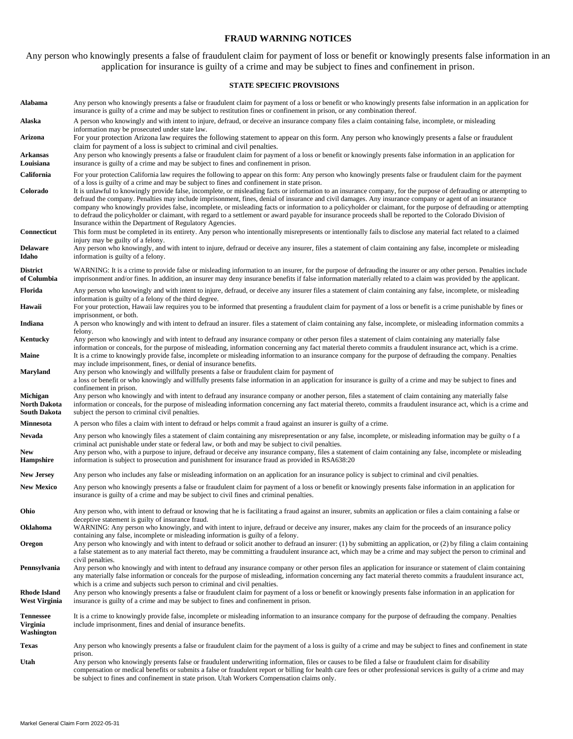# FRAUD WARNING NOTICES

Any person who knowingly presents a false of fraudulent claim for payment of loss or benefit or knowingly presents false information in an application for insurance is guilty of a crime and may be subject to fines and confinement in prison.

## STATE SPECIFIC PROVISIONS

| State | Provision |
|---|---|
| **Alabama** | Any person who knowingly presents a false or fraudulent claim for payment of a loss or benefit or who knowingly presents false information in an application for insurance is guilty of a crime and may be subject to restitution fines or confinement in prison, or any combination thereof. |
| **Alaska** | A person who knowingly and with intent to injure, defraud, or deceive an insurance company files a claim containing false, incomplete, or misleading information may be prosecuted under state law. |
| **Arizona** | For your protection Arizona law requires the following statement to appear on this form. Any person who knowingly presents a false or fraudulent claim for payment of a loss is subject to criminal and civil penalties. |
| **Arkansas Louisiana** | Any person who knowingly presents a false or fraudulent claim for payment of a loss or benefit or knowingly presents false information in an application for insurance is guilty of a crime and may be subject to fines and confinement in prison. |
| **California** | For your protection California law requires the following to appear on this form: Any person who knowingly presents false or fraudulent claim for the payment of a loss is guilty of a crime and may be subject to fines and confinement in state prison. |
| **Colorado** | It is unlawful to knowingly provide false, incomplete, or misleading facts or information to an insurance company, for the purpose of defrauding or attempting to defraud the company. Penalties may include imprisonment, fines, denial of insurance and civil damages. Any insurance company or agent of an insurance company who knowingly provides false, incomplete, or misleading facts or information to a policyholder or claimant, for the purpose of defrauding or attempting to defraud the policyholder or claimant, with regard to a settlement or award payable for insurance proceeds shall be reported to the Colorado Division of Insurance within the Department of Regulatory Agencies. |
| **Connecticut** | This form must be completed in its entirety. Any person who intentionally misrepresents or intentionally fails to disclose any material fact related to a claimed injury may be guilty of a felony. |
| **Delaware Idaho** | Any person who knowingly, and with intent to injure, defraud or deceive any insurer, files a statement of claim containing any false, incomplete or misleading information is guilty of a felony. |
| **District of Columbia** | WARNING: It is a crime to provide false or misleading information to an insurer, for the purpose of defrauding the insurer or any other person. Penalties include imprisonment and/or fines. In addition, an insurer may deny insurance benefits if false information materially related to a claim was provided by the applicant. |
| **Florida** | Any person who knowingly and with intent to injure, defraud, or deceive any insurer files a statement of claim containing any false, incomplete, or misleading information is guilty of a felony of the third degree. |
| **Hawaii** | For your protection, Hawaii law requires you to be informed that presenting a fraudulent claim for payment of a loss or benefit is a crime punishable by fines or imprisonment, or both. |
| **Indiana** | A person who knowingly and with intent to defraud an insurer. files a statement of claim containing any false, incomplete, or misleading information commits a felony. |
| **Kentucky** | Any person who knowingly and with intent to defraud any insurance company or other person files a statement of claim containing any materially false information or conceals, for the purpose of misleading, information concerning any fact material thereto commits a fraudulent insurance act, which is a crime. |
| **Maine** | It is a crime to knowingly provide false, incomplete or misleading information to an insurance company for the purpose of defrauding the company. Penalties may include imprisonment, fines, or denial of insurance benefits. |
| **Maryland** | Any person who knowingly and willfully presents a false or fraudulent claim for payment of a loss or benefit or who knowingly and willfully presents false information in an application for insurance is guilty of a crime and may be subject to fines and confinement in prison. |
| **Michigan North Dakota South Dakota** | Any person who knowingly and with intent to defraud any insurance company or another person, files a statement of claim containing any materially false information or conceals, for the purpose of misleading information concerning any fact material thereto, commits a fraudulent insurance act, which is a crime and subject the person to criminal civil penalties. |
| **Minnesota** | A person who files a claim with intent to defraud or helps commit a fraud against an insurer is guilty of a crime. |
| **Nevada** | Any person who knowingly files a statement of claim containing any misrepresentation or any false, incomplete, or misleading information may be guilty o f a criminal act punishable under state or federal law, or both and may be subject to civil penalties. |
| **New Hampshire** | Any person who, with a purpose to injure, defraud or deceive any insurance company, files a statement of claim containing any false, incomplete or misleading information is subject to prosecution and punishment for insurance fraud as provided in RSA638:20 |
| **New Jersey** | Any person who includes any false or misleading information on an application for an insurance policy is subject to criminal and civil penalties. |
| **New Mexico** | Any person who knowingly presents a false or fraudulent claim for payment of a loss or benefit or knowingly presents false information in an application for insurance is guilty of a crime and may be subject to civil fines and criminal penalties. |
| **Ohio** | Any person who, with intent to defraud or knowing that he is facilitating a fraud against an insurer, submits an application or files a claim containing a false or deceptive statement is guilty of insurance fraud. |
| **Oklahoma** | WARNING: Any person who knowingly, and with intent to injure, defraud or deceive any insurer, makes any claim for the proceeds of an insurance policy containing any false, incomplete or misleading information is guilty of a felony. |
| **Oregon** | Any person who knowingly and with intent to defraud or solicit another to defraud an insurer: (1) by submitting an application, or (2) by filing a claim containing a false statement as to any material fact thereto, may be committing a fraudulent insurance act, which may be a crime and may subject the person to criminal and civil penalties. |
| **Pennsylvania** | Any person who knowingly and with intent to defraud any insurance company or other person files an application for insurance or statement of claim containing any materially false information or conceals for the purpose of misleading, information concerning any fact material thereto commits a fraudulent insurance act, which is a crime and subjects such person to criminal and civil penalties. |
| **Rhode Island West Virginia** | Any person who knowingly presents a false or fraudulent claim for payment of a loss or benefit or knowingly presents false information in an application for insurance is guilty of a crime and may be subject to fines and confinement in prison. |
| **Tennessee Virginia Washington** | It is a crime to knowingly provide false, incomplete or misleading information to an insurance company for the purpose of defrauding the company. Penalties include imprisonment, fines and denial of insurance benefits. |
| **Texas** | Any person who knowingly presents a false or fraudulent claim for the payment of a loss is guilty of a crime and may be subject to fines and confinement in state prison. |
| **Utah** | Any person who knowingly presents false or fraudulent underwriting information, files or causes to be filed a false or fraudulent claim for disability compensation or medical benefits or submits a false or fraudulent report or billing for health care fees or other professional services is guilty of a crime and may be subject to fines and confinement in state prison. Utah Workers Compensation claims only. |

Markel General Claim Form 2022-05-31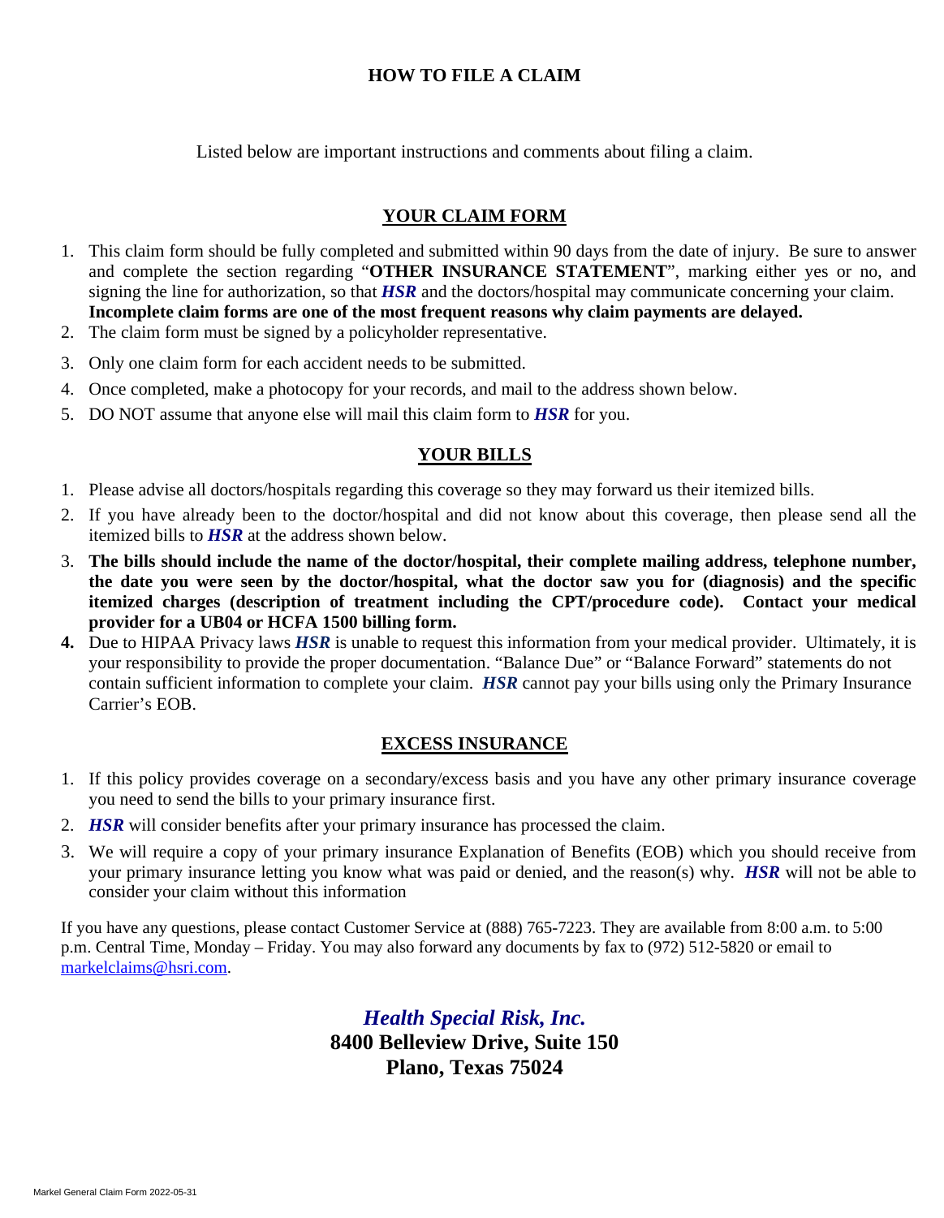# HOW TO FILE A CLAIM

Listed below are important instructions and comments about filing a claim.

## YOUR CLAIM FORM

1. This claim form should be fully completed and submitted within 90 days from the date of injury. Be sure to answer and complete the section regarding "**OTHER INSURANCE STATEMENT**", marking either yes or no, and signing the line for authorization, so that ***HSR*** and the doctors/hospital may communicate concerning your claim. **Incomplete claim forms are one of the most frequent reasons why claim payments are delayed.**
2. The claim form must be signed by a policyholder representative.
3. Only one claim form for each accident needs to be submitted.
4. Once completed, make a photocopy for your records, and mail to the address shown below.
5. DO NOT assume that anyone else will mail this claim form to ***HSR*** for you.

## YOUR BILLS

1. Please advise all doctors/hospitals regarding this coverage so they may forward us their itemized bills.
2. If you have already been to the doctor/hospital and did not know about this coverage, then please send all the itemized bills to ***HSR*** at the address shown below.
3. **The bills should include the name of the doctor/hospital, their complete mailing address, telephone number, the date you were seen by the doctor/hospital, what the doctor saw you for (diagnosis) and the specific itemized charges (description of treatment including the CPT/procedure code). Contact your medical provider for a UB04 or HCFA 1500 billing form.**
4. Due to HIPAA Privacy laws ***HSR*** is unable to request this information from your medical provider. Ultimately, it is your responsibility to provide the proper documentation. "Balance Due" or "Balance Forward" statements do not contain sufficient information to complete your claim. ***HSR*** cannot pay your bills using only the Primary Insurance Carrier's EOB.

## EXCESS INSURANCE

1. If this policy provides coverage on a secondary/excess basis and you have any other primary insurance coverage you need to send the bills to your primary insurance first.
2. ***HSR*** will consider benefits after your primary insurance has processed the claim.
3. We will require a copy of your primary insurance Explanation of Benefits (EOB) which you should receive from your primary insurance letting you know what was paid or denied, and the reason(s) why. ***HSR*** will not be able to consider your claim without this information

If you have any questions, please contact Customer Service at (888) 765-7223. They are available from 8:00 a.m. to 5:00 p.m. Central Time, Monday – Friday. You may also forward any documents by fax to (972) 512-5820 or email to markelclaims@hsri.com.

***Health Special Risk, Inc.***
**8400 Belleview Drive, Suite 150**
**Plano, Texas 75024**

Markel General Claim Form 2022-05-31